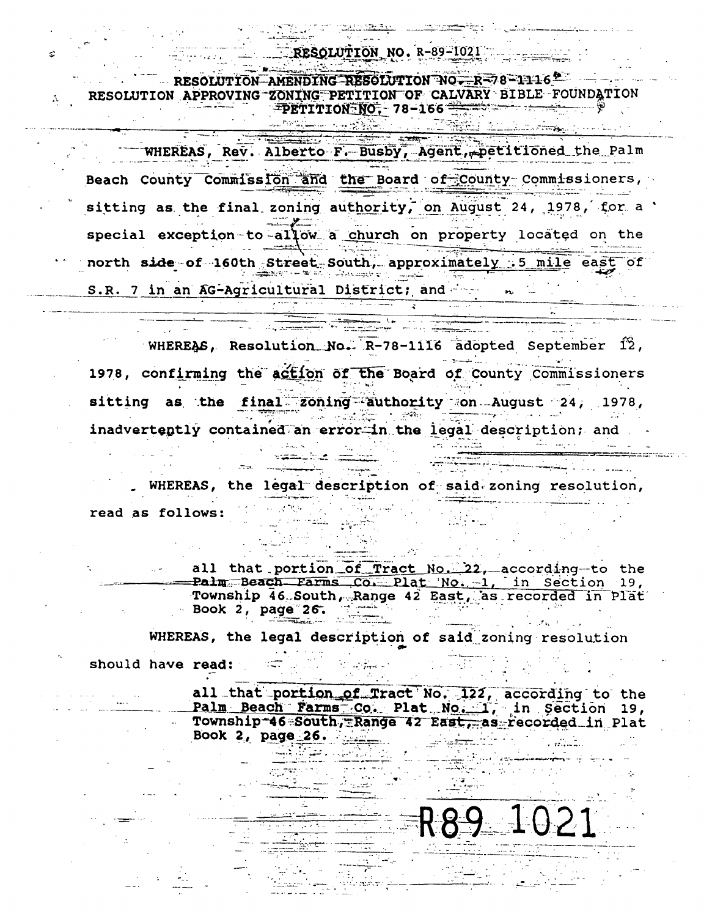RESOLUTION NO. R-89-1021

RESOLUTION AMENDING RESOLUTION NO. R-78-1116
RESOLUTION APPROVING ZONING PETITION OF CALVARY BIBLE FOUNDATION
PETITION NO. 78-166

WHEREAS, Rev. Alberto F. Busby, Agent, petitioned the Palm Beach County Commission and the Board of County Commissioners, sitting as the final zoning authority, on August 24, 1978, for a special exception to allow a church on property located on the north side of 160th Street South, approximately .5 mile east of S.R. 7 in an AG-Agricultural District; and

WHEREAS, Resolution No. R-78-1116 adopted September 12, 1978, confirming the action of the Board of County Commissioners sitting as the final zoning authority on August 24, 1978, inadvertently contained an error in the legal description; and

WHEREAS, the legal description of said zoning resolution, read as follows:

> all that portion of Tract No. 22, according to the Palm Beach Farms Co. Plat No. 1, in Section 19, Township 46 South, Range 42 East, as recorded in Plat Book 2, page 26.

WHEREAS, the legal description of said zoning resolution should have read:

> all that portion of Tract No. 122, according to the Palm Beach Farms Co. Plat No. 1, in Section 19, Township 46 South, Range 42 East, as recorded in Plat Book 2, page 26.

R89 1021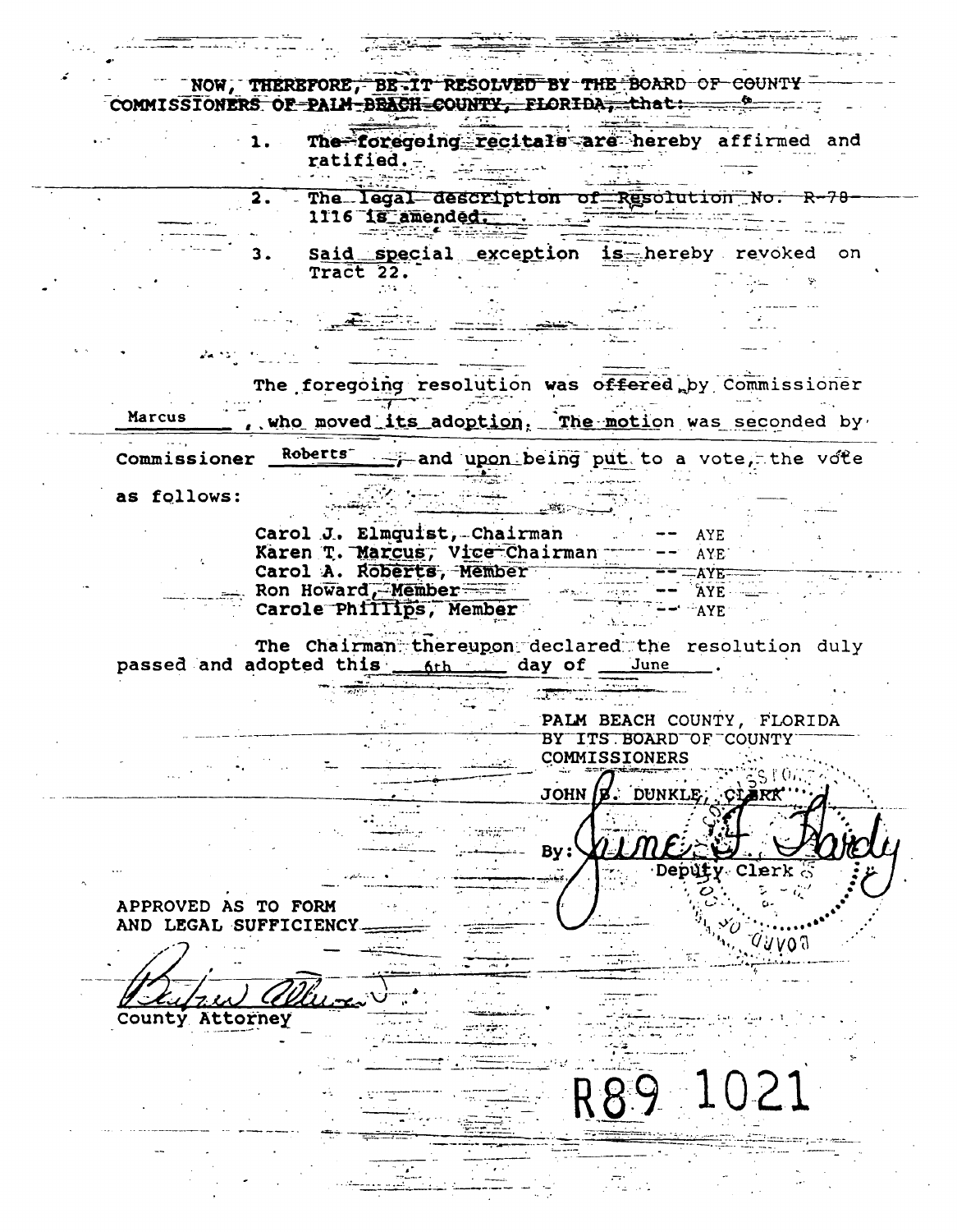NOW, THEREFORE, BE IT RESOLVED BY THE BOARD OF COUNTY COMMISSIONERS OF PALM BEACH COUNTY, FLORIDA, that:

1. The foregoing recitals are hereby affirmed and ratified.

2. The legal description of Resolution No. R-78-1116 is amended.

3. Said special exception is hereby revoked on Tract 22.

The foregoing resolution was offered by Commissioner Marcus, who moved its adoption. The motion was seconded by Commissioner Roberts, and upon being put to a vote, the vote as follows:

| | |
|---|---|
| Carol J. Elmquist, Chairman | -- AYE |
| Karen T. Marcus, Vice Chairman | -- AYE |
| Carol A. Roberts, Member | -- AYE |
| Ron Howard, Member | -- AYE |
| Carole Phillips, Member | -- AYE |

The Chairman thereupon declared the resolution duly passed and adopted this 6th day of June.

PALM BEACH COUNTY, FLORIDA
BY ITS BOARD OF COUNTY COMMISSIONERS

JOHN B. DUNKLE, CLERK

By: June T. Hardy
Deputy Clerk

APPROVED AS TO FORM AND LEGAL SUFFICIENCY

County Attorney

R89 1021